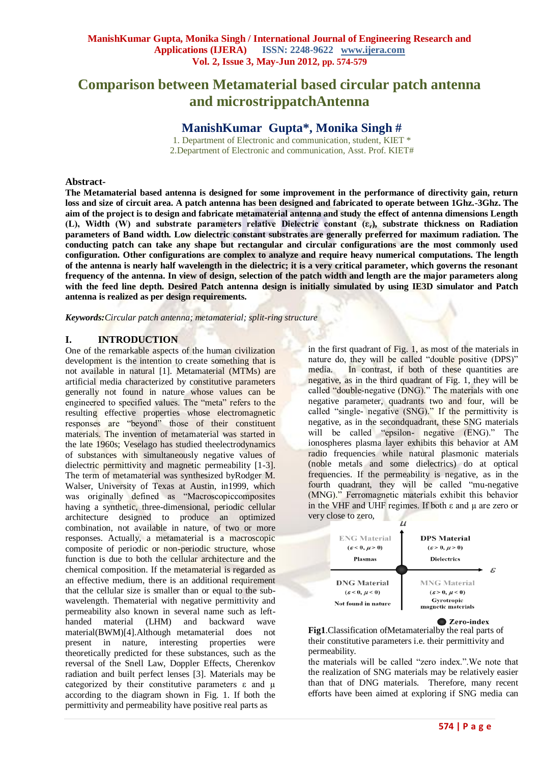# Comparison between Metamaterial based circular patch antenna and microstrippatchAntenna

## ManishKumar Gupta*, Monika Singh #

1. Department of Electronic and communication, student, KIET *
2. Department of Electronic and communication, Asst. Prof. KIET#

**Abstract-**

**The Metamaterial based antenna is designed for some improvement in the performance of directivity gain, return loss and size of circuit area. A patch antenna has been designed and fabricated to operate between 1Ghz.-3Ghz. The aim of the project is to design and fabricate metamaterial antenna and study the effect of antenna dimensions Length (L), Width (W) and substrate parameters relative Dielectric constant ($\varepsilon_r$), substrate thickness on Radiation parameters of Band width. Low dielectric constant substrates are generally preferred for maximum radiation. The conducting patch can take any shape but rectangular and circular configurations are the most commonly used configuration. Other configurations are complex to analyze and require heavy numerical computations. The length of the antenna is nearly half wavelength in the dielectric; it is a very critical parameter, which governs the resonant frequency of the antenna. In view of design, selection of the patch width and length are the major parameters along with the feed line depth. Desired Patch antenna design is initially simulated by using IE3D simulator and Patch antenna is realized as per design requirements.**

***Keywords:****Circular patch antenna; metamaterial; split-ring structure*

## I. INTRODUCTION

One of the remarkable aspects of the human civilization development is the intention to create something that is not available in natural [1]. Metamaterial (MTMs) are artificial media characterized by constitutive parameters generally not found in nature whose values can be engineered to specified values. The "meta" refers to the resulting effective properties whose electromagnetic responses are "beyond" those of their constituent materials. The invention of metamaterial was started in the late 1960s; Veselago has studied theelectrodynamics of substances with simultaneously negative values of dielectric permittivity and magnetic permeability [1-3]. The term of metamaterial was synthesized byRodger M. Walser, University of Texas at Austin, in1999, which was originally defined as "Macroscopiccomposites having a synthetic, three-dimensional, periodic cellular architecture designed to produce an optimized combination, not available in nature, of two or more responses. Actually, a metamaterial is a macroscopic composite of periodic or non-periodic structure, whose function is due to both the cellular architecture and the chemical composition. If the metamaterial is regarded as an effective medium, there is an additional requirement that the cellular size is smaller than or equal to the sub-wavelength. Thematerial with negative permittivity and permeability also known in several name such as left-handed material (LHM) and backward wave material(BWM)[4].Although metamaterial does not present in nature, interesting properties were theoretically predicted for these substances, such as the reversal of the Snell Law, Doppler Effects, Cherenkov radiation and built perfect lenses [3]. Materials may be categorized by their constitutive parameters ε and μ according to the diagram shown in Fig. 1. If both the permittivity and permeability have positive real parts as in the first quadrant of Fig. 1, as most of the materials in nature do, they will be called "double positive (DPS)" media. In contrast, if both of these quantities are negative, as in the third quadrant of Fig. 1, they will be called "double-negative (DNG)." The materials with one negative parameter, quadrants two and four, will be called "single- negative (SNG)." If the permittivity is negative, as in the secondquadrant, these SNG materials will be called "epsilon- negative (ENG)." The ionospheres plasma layer exhibits this behavior at AM radio frequencies while natural plasmonic materials (noble metals and some dielectrics) do at optical frequencies. If the permeability is negative, as in the fourth quadrant, they will be called "mu-negative (MNG)." Ferromagnetic materials exhibit this behavior in the VHF and UHF regimes. If both ε and μ are zero or very close to zero, the materials will be called "zero index.".We note that the realization of SNG materials may be relatively easier than that of DNG materials. Therefore, many recent efforts have been aimed at exploring if SNG media can

| ENG Material ($\varepsilon < 0, \mu > 0$) Plasmas | DPS Material ($\varepsilon > 0, \mu > 0$) Dielectrics |
|---|---|
| DNG Material ($\varepsilon < 0, \mu < 0$) Not found in nature | MNG Material ($\varepsilon > 0, \mu < 0$) Gyrotropic magnetic materials |

Zero-index

**Fig1**.Classification ofMetamaterialby the real parts of their constitutive parameters i.e. their permittivity and permeability.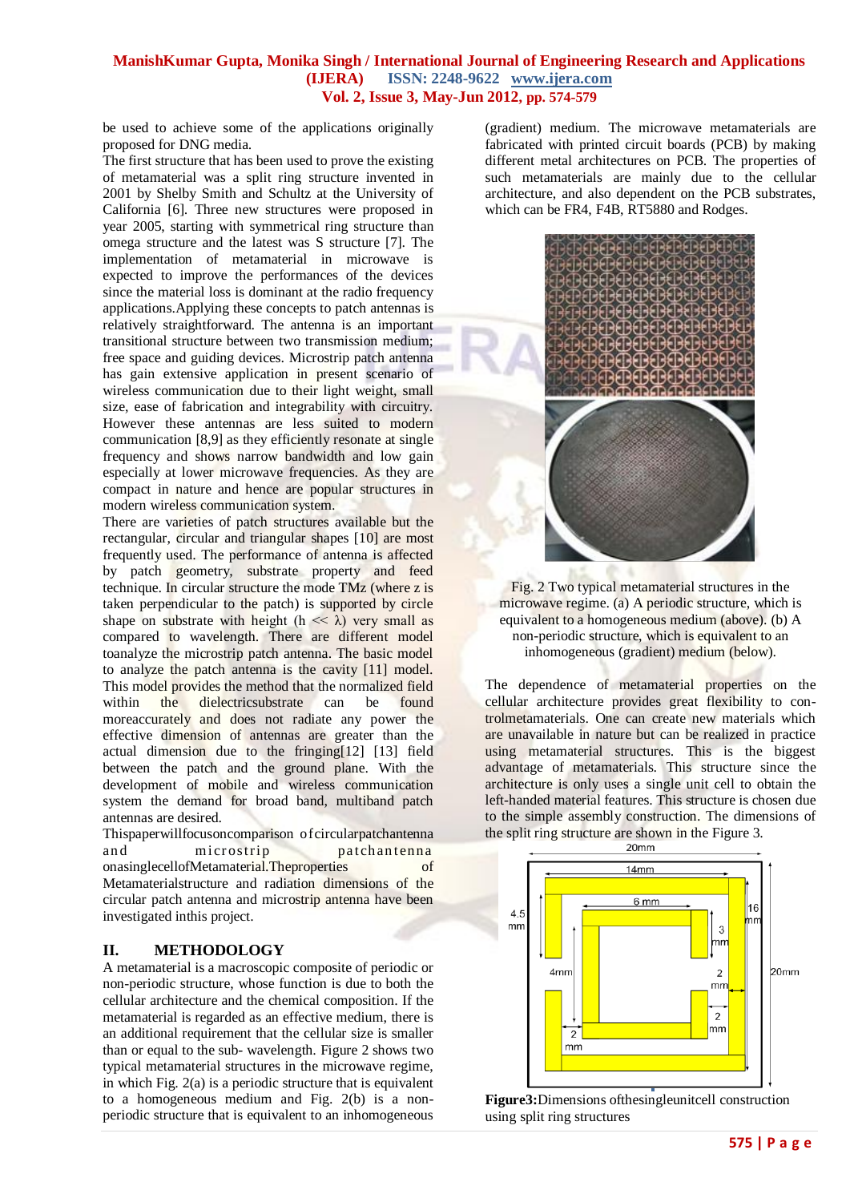be used to achieve some of the applications originally proposed for DNG media.

The first structure that has been used to prove the existing of metamaterial was a split ring structure invented in 2001 by Shelby Smith and Schultz at the University of California [6]. Three new structures were proposed in year 2005, starting with symmetrical ring structure than omega structure and the latest was S structure [7]. The implementation of metamaterial in microwave is expected to improve the performances of the devices since the material loss is dominant at the radio frequency applications.Applying these concepts to patch antennas is relatively straightforward. The antenna is an important transitional structure between two transmission medium; free space and guiding devices. Microstrip patch antenna has gain extensive application in present scenario of wireless communication due to their light weight, small size, ease of fabrication and integrability with circuitry. However these antennas are less suited to modern communication [8,9] as they efficiently resonate at single frequency and shows narrow bandwidth and low gain especially at lower microwave frequencies. As they are compact in nature and hence are popular structures in modern wireless communication system.

There are varieties of patch structures available but the rectangular, circular and triangular shapes [10] are most frequently used. The performance of antenna is affected by patch geometry, substrate property and feed technique. In circular structure the mode TMz (where z is taken perpendicular to the patch) is supported by circle shape on substrate with height ($h << \lambda$) very small as compared to wavelength. There are different model toanalyze the microstrip patch antenna. The basic model to analyze the patch antenna is the cavity [11] model. This model provides the method that the normalized field within the dielectricsubstrate can be found moreaccurately and does not radiate any power the effective dimension of antennas are greater than the actual dimension due to the fringing[12] [13] field between the patch and the ground plane. With the development of mobile and wireless communication system the demand for broad band, multiband patch antennas are desired.

Thispaperwillfocusoncomparison ofcircularpatchantenna and microstrip patchantenna onasinglecellofMetamaterial.Theproperties of Metamaterialstructure and radiation dimensions of the circular patch antenna and microstrip antenna have been investigated inthis project.

## II. METHODOLOGY

A metamaterial is a macroscopic composite of periodic or non-periodic structure, whose function is due to both the cellular architecture and the chemical composition. If the metamaterial is regarded as an effective medium, there is an additional requirement that the cellular size is smaller than or equal to the sub- wavelength. Figure 2 shows two typical metamaterial structures in the microwave regime, in which Fig. 2(a) is a periodic structure that is equivalent to a homogeneous medium and Fig. 2(b) is a non-periodic structure that is equivalent to an inhomogeneous (gradient) medium. The microwave metamaterials are fabricated with printed circuit boards (PCB) by making different metal architectures on PCB. The properties of such metamaterials are mainly due to the cellular architecture, and also dependent on the PCB substrates, which can be FR4, F4B, RT5880 and Rodges.

Fig. 2 Two typical metamaterial structures in the microwave regime. (a) A periodic structure, which is equivalent to a homogeneous medium (above). (b) A non-periodic structure, which is equivalent to an inhomogeneous (gradient) medium (below).

The dependence of metamaterial properties on the cellular architecture provides great flexibility to con-trolmetamaterials. One can create new materials which are unavailable in nature but can be realized in practice using metamaterial structures. This is the biggest advantage of metamaterials. This structure since the architecture is only uses a single unit cell to obtain the left-handed material features. This structure is chosen due to the simple assembly construction. The dimensions of the split ring structure are shown in the Figure 3.

**Figure3:**Dimensions ofthesingleunitcell construction using split ring structures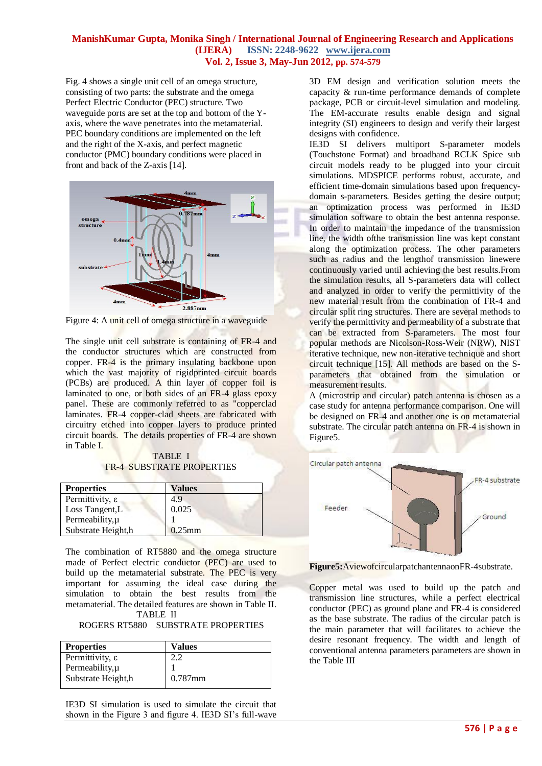Fig. 4 shows a single unit cell of an omega structure, consisting of two parts: the substrate and the omega Perfect Electric Conductor (PEC) structure. Two waveguide ports are set at the top and bottom of the Y-axis, where the wave penetrates into the metamaterial. PEC boundary conditions are implemented on the left and the right of the X-axis, and perfect magnetic conductor (PMC) boundary conditions were placed in front and back of the Z-axis [14].

Figure 4: A unit cell of omega structure in a waveguide

The single unit cell substrate is containing of FR-4 and the conductor structures which are constructed from copper. FR-4 is the primary insulating backbone upon which the vast majority of rigidprinted circuit boards (PCBs) are produced. A thin layer of copper foil is laminated to one, or both sides of an FR-4 glass epoxy panel. These are commonly referred to as "copperclad laminates. FR-4 copper-clad sheets are fabricated with circuitry etched into copper layers to produce printed circuit boards. The details properties of FR-4 are shown in Table I.

TABLE I
FR-4 SUBSTRATE PROPERTIES

| Properties | Values |
|---|---|
| Permittivity, ε | 4.9 |
| Loss Tangent,L | 0.025 |
| Permeability,μ | 1 |
| Substrate Height,h | 0.25mm |

The combination of RT5880 and the omega structure made of Perfect electric conductor (PEC) are used to build up the metamaterial substrate. The PEC is very important for assuming the ideal case during the simulation to obtain the best results from the metamaterial. The detailed features are shown in Table II.

TABLE II
ROGERS RT5880 SUBSTRATE PROPERTIES

| Properties | Values |
|---|---|
| Permittivity, ε | 2.2 |
| Permeability,μ | 1 |
| Substrate Height,h | 0.787mm |

IE3D SI simulation is used to simulate the circuit that shown in the Figure 3 and figure 4. IE3D SI's full-wave 3D EM design and verification solution meets the capacity & run-time performance demands of complete package, PCB or circuit-level simulation and modeling. The EM-accurate results enable design and signal integrity (SI) engineers to design and verify their largest designs with confidence.

IE3D SI delivers multiport S-parameter models (Touchstone Format) and broadband RCLK Spice sub circuit models ready to be plugged into your circuit simulations. MDSPICE performs robust, accurate, and efficient time-domain simulations based upon frequency-domain s-parameters. Besides getting the desire output; an optimization process was performed in IE3D simulation software to obtain the best antenna response. In order to maintain the impedance of the transmission line, the width ofthe transmission line was kept constant along the optimization process. The other parameters such as radius and the lengthof transmission linewere continuously varied until achieving the best results.From the simulation results, all S-parameters data will collect and analyzed in order to verify the permittivity of the new material result from the combination of FR-4 and circular split ring structures. There are several methods to verify the permittivity and permeability of a substrate that can be extracted from S-parameters. The most four popular methods are Nicolson-Ross-Weir (NRW), NIST iterative technique, new non-iterative technique and short circuit technique [15]. All methods are based on the S-parameters that obtained from the simulation or measurement results.

A (microstrip and circular) patch antenna is chosen as a case study for antenna performance comparison. One will be designed on FR-4 and another one is on metamaterial substrate. The circular patch antenna on FR-4 is shown in Figure5.

**Figure5:**AviewofcircularpatchantennaonFR-4substrate.

Copper metal was used to build up the patch and transmission line structures, while a perfect electrical conductor (PEC) as ground plane and FR-4 is considered as the base substrate. The radius of the circular patch is the main parameter that will facilitates to achieve the desire resonant frequency. The width and length of conventional antenna parameters parameters are shown in the Table III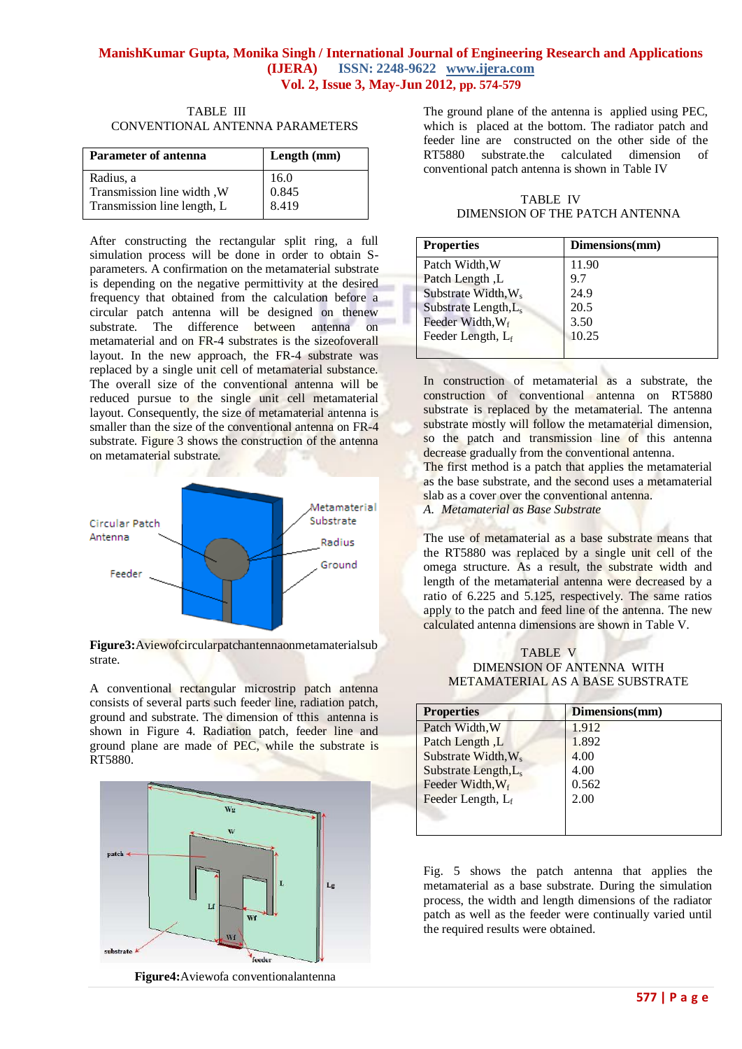TABLE III
CONVENTIONAL ANTENNA PARAMETERS

| Parameter of antenna | Length (mm) |
|---|---|
| Radius, a | 16.0 |
| Transmission line width ,W | 0.845 |
| Transmission line length, L | 8.419 |

After constructing the rectangular split ring, a full simulation process will be done in order to obtain S-parameters. A confirmation on the metamaterial substrate is depending on the negative permittivity at the desired frequency that obtained from the calculation before a circular patch antenna will be designed on thenew substrate. The difference between antenna on metamaterial and on FR-4 substrates is the sizeofoverall layout. In the new approach, the FR-4 substrate was replaced by a single unit cell of metamaterial substance. The overall size of the conventional antenna will be reduced pursue to the single unit cell metamaterial layout. Consequently, the size of metamaterial antenna is smaller than the size of the conventional antenna on FR-4 substrate. Figure 3 shows the construction of the antenna on metamaterial substrate.

**Figure3:**Aviewofcircularpatchantennaonmetamaterialsubstrate.

A conventional rectangular microstrip patch antenna consists of several parts such feeder line, radiation patch, ground and substrate. The dimension of tthis antenna is shown in Figure 4. Radiation patch, feeder line and ground plane are made of PEC, while the substrate is RT5880.

**Figure4:**Aviewofa conventionalantenna

The ground plane of the antenna is applied using PEC, which is placed at the bottom. The radiator patch and feeder line are constructed on the other side of the RT5880 substrate.the calculated dimension of conventional patch antenna is shown in Table IV

TABLE IV
DIMENSION OF THE PATCH ANTENNA

| Properties | Dimensions(mm) |
|---|---|
| Patch Width,W | 11.90 |
| Patch Length ,L | 9.7 |
| Substrate Width,$W_s$ | 24.9 |
| Substrate Length,$L_s$ | 20.5 |
| Feeder Width,$W_f$ | 3.50 |
| Feeder Length, $L_f$ | 10.25 |

In construction of metamaterial as a substrate, the construction of conventional antenna on RT5880 substrate is replaced by the metamaterial. The antenna substrate mostly will follow the metamaterial dimension, so the patch and transmission line of this antenna decrease gradually from the conventional antenna.
The first method is a patch that applies the metamaterial as the base substrate, and the second uses a metamaterial slab as a cover over the conventional antenna.

*A. Metamaterial as Base Substrate*

The use of metamaterial as a base substrate means that the RT5880 was replaced by a single unit cell of the omega structure. As a result, the substrate width and length of the metamaterial antenna were decreased by a ratio of 6.225 and 5.125, respectively. The same ratios apply to the patch and feed line of the antenna. The new calculated antenna dimensions are shown in Table V.

TABLE V
DIMENSION OF ANTENNA WITH METAMATERIAL AS A BASE SUBSTRATE

| Properties | Dimensions(mm) |
|---|---|
| Patch Width,W | 1.912 |
| Patch Length ,L | 1.892 |
| Substrate Width,$W_s$ | 4.00 |
| Substrate Length,$L_s$ | 4.00 |
| Feeder Width,$W_f$ | 0.562 |
| Feeder Length, $L_f$ | 2.00 |

Fig. 5 shows the patch antenna that applies the metamaterial as a base substrate. During the simulation process, the width and length dimensions of the radiator patch as well as the feeder were continually varied until the required results were obtained.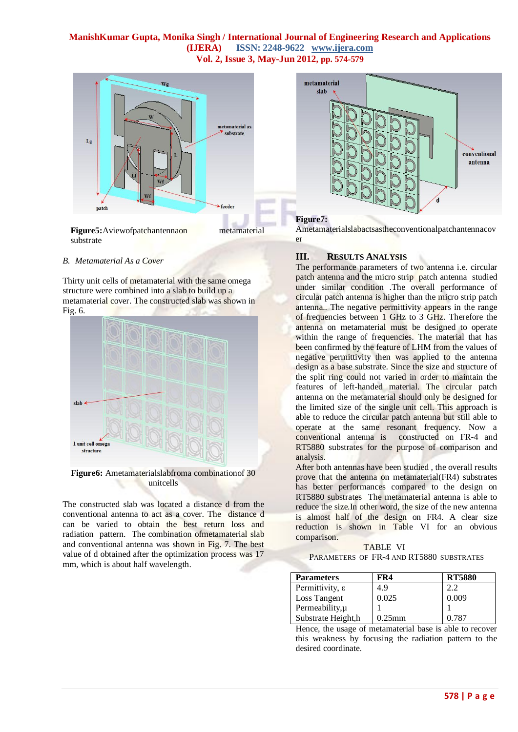**Figure5:**Aviewofpatchantennaon metamaterial substrate

*B. Metamaterial As a Cover*

Thirty unit cells of metamaterial with the same omega structure were combined into a slab to build up a metamaterial cover. The constructed slab was shown in Fig. 6.

**Figure6:** Ametamaterialslabfroma combinationof 30 unitcells

The constructed slab was located a distance d from the conventional antenna to act as a cover. The distance d can be varied to obtain the best return loss and radiation pattern. The combination ofmetamaterial slab and conventional antenna was shown in Fig. 7. The best value of d obtained after the optimization process was 17 mm, which is about half wavelength.

**Figure7:** Ametamaterialslabactsastheconventionalpatchantennacover

## III. Results Analysis

The performance parameters of two antenna i.e. circular patch antenna and the micro strip patch antenna studied under similar condition .The overall performance of circular patch antenna is higher than the micro strip patch antenna.. The negative permittivity appears in the range of frequencies between 1 GHz to 3 GHz. Therefore the antenna on metamaterial must be designed to operate within the range of frequencies. The material that has been confirmed by the feature of LHM from the values of negative permittivity then was applied to the antenna design as a base substrate. Since the size and structure of the split ring could not varied in order to maintain the features of left-handed material. The circular patch antenna on the metamaterial should only be designed for the limited size of the single unit cell. This approach is able to reduce the circular patch antenna but still able to operate at the same resonant frequency. Now a conventional antenna is constructed on FR-4 and RT5880 substrates for the purpose of comparison and analysis.

After both antennas have been studied , the overall results prove that the antenna on metamaterial(FR4) substrates has better performances compared to the design on RT5880 substrates The metamaterial antenna is able to reduce the size.In other word, the size of the new antenna is almost half of the design on FR4. A clear size reduction is shown in Table VI for an obvious comparison.

TABLE VI
PARAMETERS OF FR-4 AND RT5880 SUBSTRATES

| Parameters | FR4 | RT5880 |
|---|---|---|
| Permittivity, ε | 4.9 | 2.2 |
| Loss Tangent | 0.025 | 0.009 |
| Permeability,μ | 1 | 1 |
| Substrate Height,h | 0.25mm | 0.787 |

Hence, the usage of metamaterial base is able to recover this weakness by focusing the radiation pattern to the desired coordinate.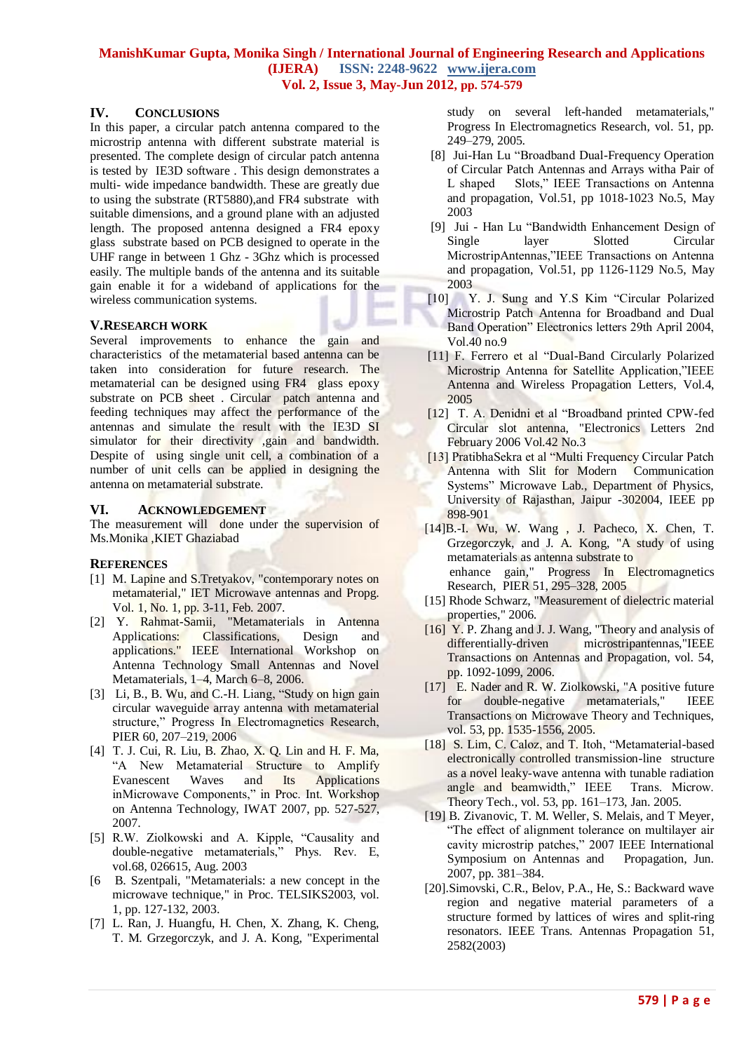## IV. CONCLUSIONS

In this paper, a circular patch antenna compared to the microstrip antenna with different substrate material is presented. The complete design of circular patch antenna is tested by IE3D software . This design demonstrates a multi- wide impedance bandwidth. These are greatly due to using the substrate (RT5880),and FR4 substrate with suitable dimensions, and a ground plane with an adjusted length. The proposed antenna designed a FR4 epoxy glass substrate based on PCB designed to operate in the UHF range in between 1 Ghz - 3Ghz which is processed easily. The multiple bands of the antenna and its suitable gain enable it for a wideband of applications for the wireless communication systems.

## V.RESEARCH WORK

Several improvements to enhance the gain and characteristics of the metamaterial based antenna can be taken into consideration for future research. The metamaterial can be designed using FR4 glass epoxy substrate on PCB sheet . Circular patch antenna and feeding techniques may affect the performance of the antennas and simulate the result with the IE3D SI simulator for their directivity ,gain and bandwidth. Despite of using single unit cell, a combination of a number of unit cells can be applied in designing the antenna on metamaterial substrate.

## VI. ACKNOWLEDGEMENT

The measurement will done under the supervision of Ms.Monika ,KIET Ghaziabad

## REFERENCES

[1] M. Lapine and S.Tretyakov, "contemporary notes on metamaterial," IET Microwave antennas and Propg. Vol. 1, No. 1, pp. 3-11, Feb. 2007.

[2] Y. Rahmat-Samii, "Metamaterials in Antenna Applications: Classifications, Design and applications." IEEE International Workshop on Antenna Technology Small Antennas and Novel Metamaterials, 1–4, March 6–8, 2006.

[3] Li, B., B. Wu, and C.-H. Liang, "Study on hign gain circular waveguide array antenna with metamaterial structure," Progress In Electromagnetics Research, PIER 60, 207–219, 2006

[4] T. J. Cui, R. Liu, B. Zhao, X. Q. Lin and H. F. Ma, "A New Metamaterial Structure to Amplify Evanescent Waves and Its Applications inMicrowave Components," in Proc. Int. Workshop on Antenna Technology, IWAT 2007, pp. 527-527, 2007.

[5] R.W. Ziolkowski and A. Kipple, "Causality and double-negative metamaterials," Phys. Rev. E, vol.68, 026615, Aug. 2003

[6 B. Szentpali, "Metamaterials: a new concept in the microwave technique," in Proc. TELSIKS2003, vol. 1, pp. 127-132, 2003.

[7] L. Ran, J. Huangfu, H. Chen, X. Zhang, K. Cheng, T. M. Grzegorczyk, and J. A. Kong, "Experimental study on several left-handed metamaterials," Progress In Electromagnetics Research, vol. 51, pp. 249–279, 2005.

[8] Jui-Han Lu "Broadband Dual-Frequency Operation of Circular Patch Antennas and Arrays witha Pair of L shaped Slots," IEEE Transactions on Antenna and propagation, Vol.51, pp 1018-1023 No.5, May 2003

[9] Jui - Han Lu "Bandwidth Enhancement Design of Single layer Slotted Circular MicrostripAntennas,"IEEE Transactions on Antenna and propagation, Vol.51, pp 1126-1129 No.5, May 2003

[10] Y. J. Sung and Y.S Kim "Circular Polarized Microstrip Patch Antenna for Broadband and Dual Band Operation" Electronics letters 29th April 2004, Vol.40 no.9

[11] F. Ferrero et al "Dual-Band Circularly Polarized Microstrip Antenna for Satellite Application,"IEEE Antenna and Wireless Propagation Letters, Vol.4, 2005

[12] T. A. Denidni et al "Broadband printed CPW-fed Circular slot antenna, "Electronics Letters 2nd February 2006 Vol.42 No.3

[13] PratibhaSekra et al "Multi Frequency Circular Patch Antenna with Slit for Modern Communication Systems" Microwave Lab., Department of Physics, University of Rajasthan, Jaipur -302004, IEEE pp 898-901

[14]B.-I. Wu, W. Wang , J. Pacheco, X. Chen, T. Grzegorczyk, and J. A. Kong, "A study of using metamaterials as antenna substrate to enhance gain," Progress In Electromagnetics Research, PIER 51, 295–328, 2005

[15] Rhode Schwarz, "Measurement of dielectric material properties," 2006.

[16] Y. P. Zhang and J. J. Wang, "Theory and analysis of differentially-driven microstripantennas,"IEEE Transactions on Antennas and Propagation, vol. 54, pp. 1092-1099, 2006.

[17] E. Nader and R. W. Ziolkowski, "A positive future for double-negative metamaterials," IEEE Transactions on Microwave Theory and Techniques, vol. 53, pp. 1535-1556, 2005.

[18] S. Lim, C. Caloz, and T. Itoh, "Metamaterial-based electronically controlled transmission-line structure as a novel leaky-wave antenna with tunable radiation angle and beamwidth," IEEE Trans. Microw. Theory Tech., vol. 53, pp. 161–173, Jan. 2005.

[19] B. Zivanovic, T. M. Weller, S. Melais, and T Meyer, "The effect of alignment tolerance on multilayer air cavity microstrip patches," 2007 IEEE International Symposium on Antennas and Propagation, Jun. 2007, pp. 381–384.

[20].Simovski, C.R., Belov, P.A., He, S.: Backward wave region and negative material parameters of a structure formed by lattices of wires and split-ring resonators. IEEE Trans. Antennas Propagation 51, 2582(2003)